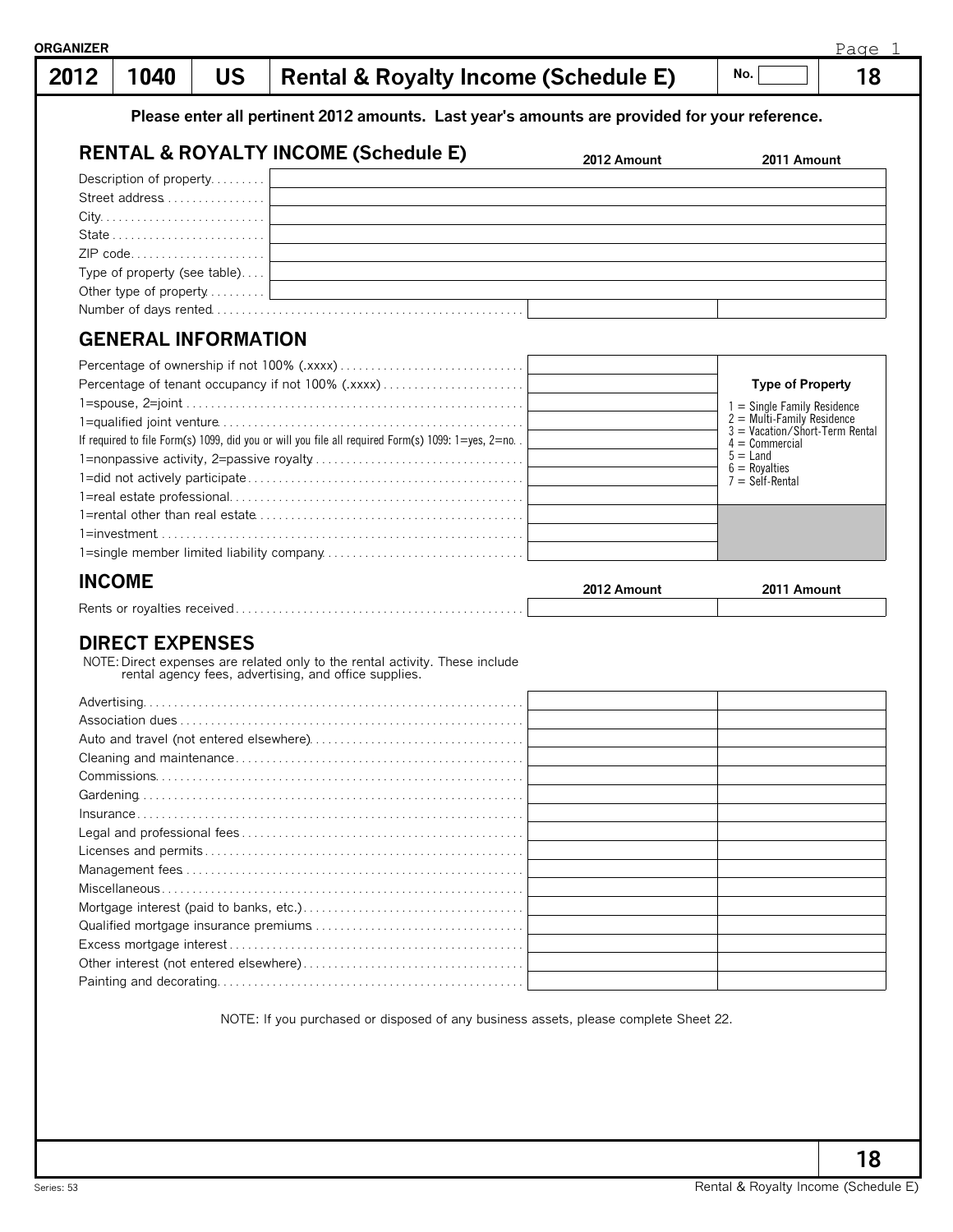ORGANIZER

# 2012 | 1040 | US | Rental & Royalty Income (Schedule E) | No. | 18

**Please enter all pertinent 2012 amounts. Last year's amounts are provided for your reference.**

## RENTAL & ROYALTY INCOME (Schedule E)

| | 2012 Amount | 2011 Amount |
|---|---|---|
| Description of property | | |
| Street address | | |
| City | | |
| State | | |
| ZIP code | | |
| Type of property (see table) | | |
| Other type of property | | |
| Number of days rented | | |

## GENERAL INFORMATION

| | |
|---|---|
| Percentage of ownership if not 100% (.xxxx) | |
| Percentage of tenant occupancy if not 100% (.xxxx) | |
| 1=spouse, 2=joint | |
| 1=qualified joint venture | |
| If required to file Form(s) 1099, did you or will you file all required Form(s) 1099: 1=yes, 2=no. | |
| 1=nonpassive activity, 2=passive royalty | |
| 1=did not actively participate | |
| 1=real estate professional | |
| 1=rental other than real estate | |
| 1=investment | |
| 1=single member limited liability company | |

**Type of Property**

1 = Single Family Residence
2 = Multi-Family Residence
3 = Vacation/Short-Term Rental
4 = Commercial
5 = Land
6 = Royalties
7 = Self-Rental

## INCOME

| | 2012 Amount | 2011 Amount |
|---|---|---|
| Rents or royalties received | | |

## DIRECT EXPENSES

NOTE: Direct expenses are related only to the rental activity. These include rental agency fees, advertising, and office supplies.

| | 2012 Amount | 2011 Amount |
|---|---|---|
| Advertising | | |
| Association dues | | |
| Auto and travel (not entered elsewhere) | | |
| Cleaning and maintenance | | |
| Commissions | | |
| Gardening | | |
| Insurance | | |
| Legal and professional fees | | |
| Licenses and permits | | |
| Management fees | | |
| Miscellaneous | | |
| Mortgage interest (paid to banks, etc.) | | |
| Qualified mortgage insurance premiums | | |
| Excess mortgage interest | | |
| Other interest (not entered elsewhere) | | |
| Painting and decorating | | |

NOTE: If you purchased or disposed of any business assets, please complete Sheet 22.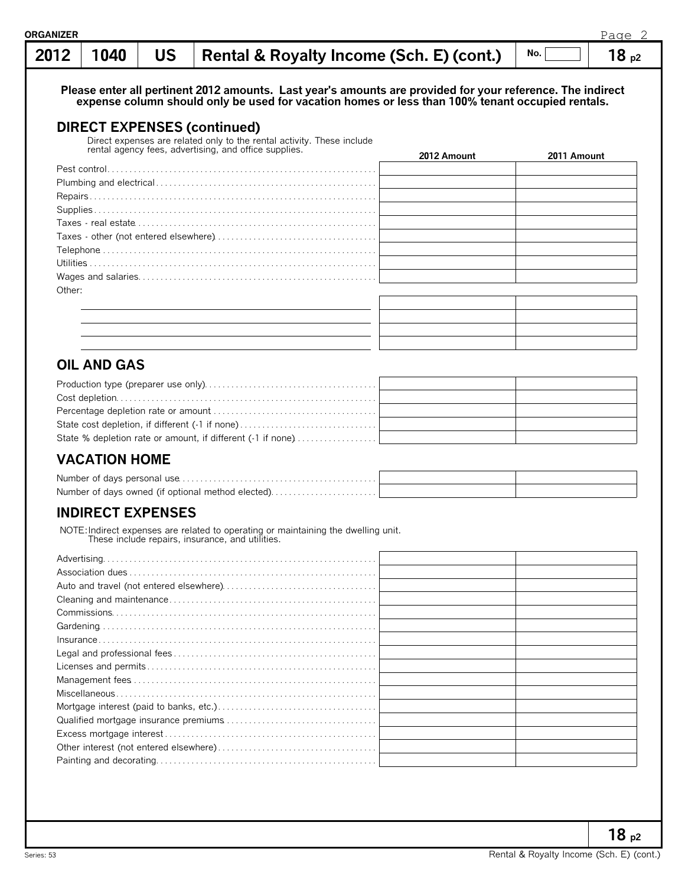**ORGANIZER**

# 2012 | 1040 | US | Rental & Royalty Income (Sch. E) (cont.) | No. | 18 p2

**Please enter all pertinent 2012 amounts. Last year's amounts are provided for your reference. The indirect expense column should only be used for vacation homes or less than 100% tenant occupied rentals.**

## DIRECT EXPENSES (continued)

Direct expenses are related only to the rental activity. These include rental agency fees, advertising, and office supplies.

| | 2012 Amount | 2011 Amount |
|---|---|---|
| Pest control | | |
| Plumbing and electrical | | |
| Repairs | | |
| Supplies | | |
| Taxes - real estate | | |
| Taxes - other (not entered elsewhere) | | |
| Telephone | | |
| Utilities | | |
| Wages and salaries | | |
| Other: | | |
| | | |
| | | |
| | | |
| | | |

## OIL AND GAS

| | 2012 Amount | 2011 Amount |
|---|---|---|
| Production type (preparer use only) | | |
| Cost depletion | | |
| Percentage depletion rate or amount | | |
| State cost depletion, if different (-1 if none) | | |
| State % depletion rate or amount, if different (-1 if none) | | |

## VACATION HOME

| | 2012 Amount | 2011 Amount |
|---|---|---|
| Number of days personal use | | |
| Number of days owned (if optional method elected) | | |

## INDIRECT EXPENSES

NOTE: Indirect expenses are related to operating or maintaining the dwelling unit. These include repairs, insurance, and utilities.

| | 2012 Amount | 2011 Amount |
|---|---|---|
| Advertising | | |
| Association dues | | |
| Auto and travel (not entered elsewhere) | | |
| Cleaning and maintenance | | |
| Commissions | | |
| Gardening | | |
| Insurance | | |
| Legal and professional fees | | |
| Licenses and permits | | |
| Management fees | | |
| Miscellaneous | | |
| Mortgage interest (paid to banks, etc.) | | |
| Qualified mortgage insurance premiums | | |
| Excess mortgage interest | | |
| Other interest (not entered elsewhere) | | |
| Painting and decorating | | |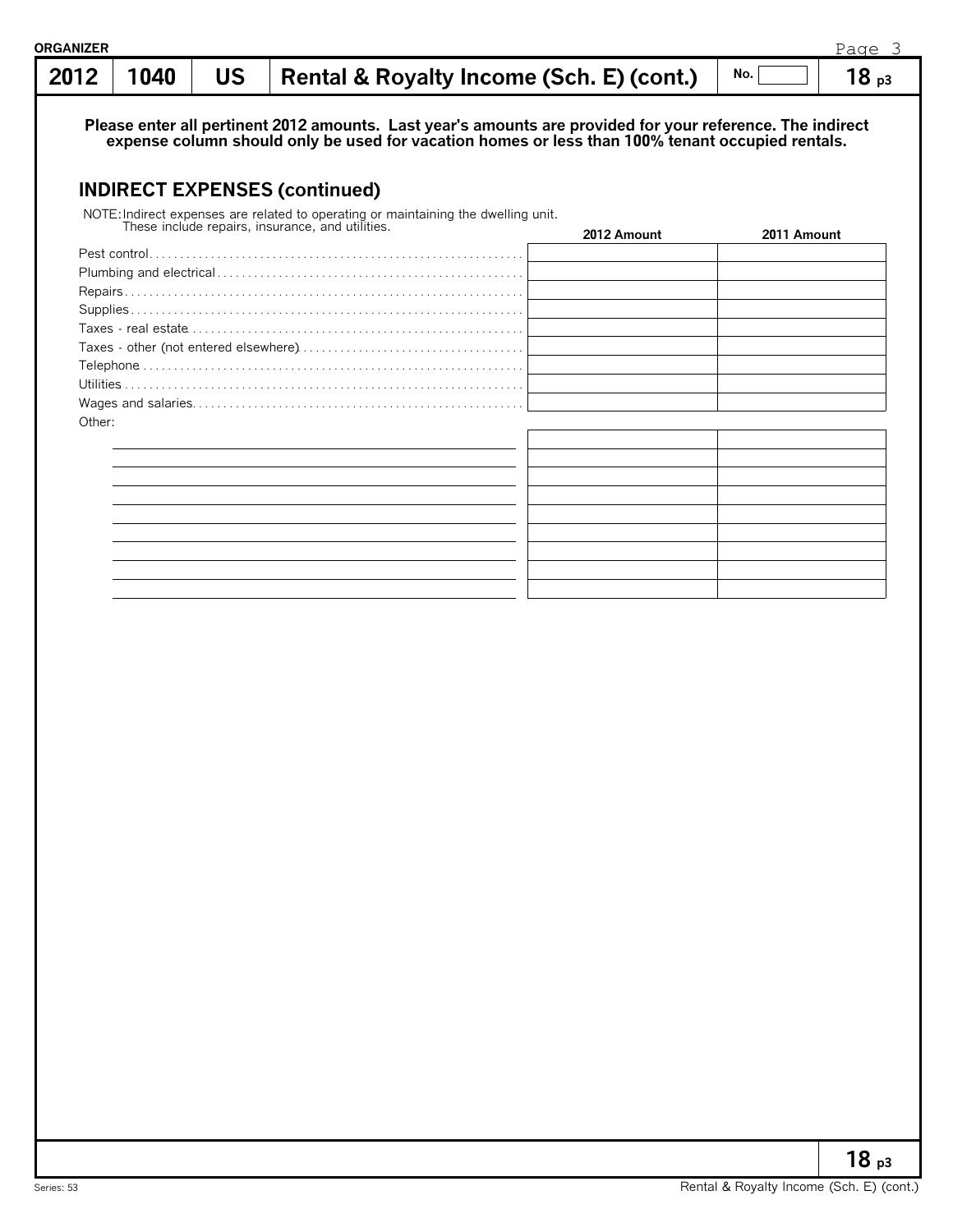ORGANIZER

| 2012 | 1040 | US | Rental & Royalty Income (Sch. E) (cont.) | No. | 18 p3 |
|---|---|---|---|---|---|

**Please enter all pertinent 2012 amounts. Last year's amounts are provided for your reference. The indirect expense column should only be used for vacation homes or less than 100% tenant occupied rentals.**

## INDIRECT EXPENSES (continued)

NOTE: Indirect expenses are related to operating or maintaining the dwelling unit. These include repairs, insurance, and utilities.

| | 2012 Amount | 2011 Amount |
|---|---|---|
| Pest control | | |
| Plumbing and electrical | | |
| Repairs | | |
| Supplies | | |
| Taxes - real estate | | |
| Taxes - other (not entered elsewhere) | | |
| Telephone | | |
| Utilities | | |
| Wages and salaries | | |
| Other: | | |
| | | |
| | | |
| | | |
| | | |
| | | |
| | | |
| | | |
| | | |
| | | |

18 p3

Series: 53